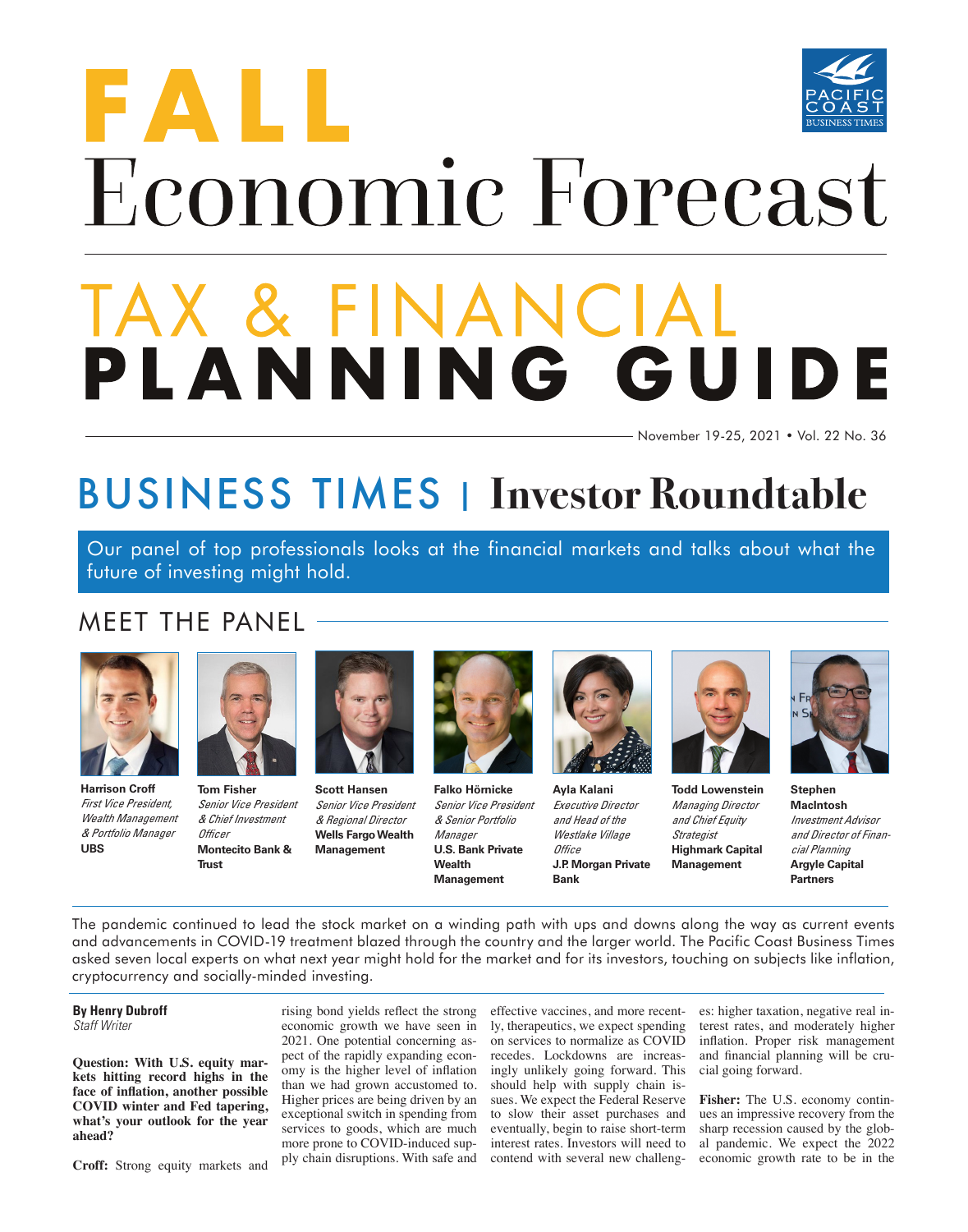# FALL Economic Forecast

# TAX & FINANCIAL PLANNING GUIDE

November 19-25, 2021 • Vol. 22 No. 36

## BUSINESS TIMES | Investor Roundtable

Our panel of top professionals looks at the financial markets and talks about what the future of investing might hold.

### MEET THE PANEL

**Harrison Croff**
*First Vice President, Wealth Management & Portfolio Manager*
**UBS**

**Tom Fisher**
*Senior Vice President & Chief Investment Officer*
**Montecito Bank & Trust**

**Scott Hansen**
*Senior Vice President & Regional Director*
**Wells Fargo Wealth Management**

**Falko Hörnicke**
*Senior Vice President & Senior Portfolio Manager*
**U.S. Bank Private Wealth Management**

**Ayla Kalani**
*Executive Director and Head of the Westlake Village Office*
**J.P. Morgan Private Bank**

**Todd Lowenstein**
*Managing Director and Chief Equity Strategist*
**Highmark Capital Management**

**Stephen MacIntosh**
*Investment Advisor and Director of Financial Planning*
**Argyle Capital Partners**

The pandemic continued to lead the stock market on a winding path with ups and downs along the way as current events and advancements in COVID-19 treatment blazed through the country and the larger world. The Pacific Coast Business Times asked seven local experts on what next year might hold for the market and for its investors, touching on subjects like inflation, cryptocurrency and socially-minded investing.

**By Henry Dubroff**
*Staff Writer*

**Question: With U.S. equity markets hitting record highs in the face of inflation, another possible COVID winter and Fed tapering, what's your outlook for the year ahead?**

**Croff:** Strong equity markets and rising bond yields reflect the strong economic growth we have seen in 2021. One potential concerning aspect of the rapidly expanding economy is the higher level of inflation than we had grown accustomed to. Higher prices are being driven by an exceptional switch in spending from services to goods, which are much more prone to COVID-induced supply chain disruptions. With safe and effective vaccines, and more recently, therapeutics, we expect spending on services to normalize as COVID recedes. Lockdowns are increasingly unlikely going forward. This should help with supply chain issues. We expect the Federal Reserve to slow their asset purchases and eventually, begin to raise short-term interest rates. Investors will need to contend with several new challenges: higher taxation, negative real interest rates, and moderately higher inflation. Proper risk management and financial planning will be crucial going forward.

**Fisher:** The U.S. economy continues an impressive recovery from the sharp recession caused by the global pandemic. We expect the 2022 economic growth rate to be in the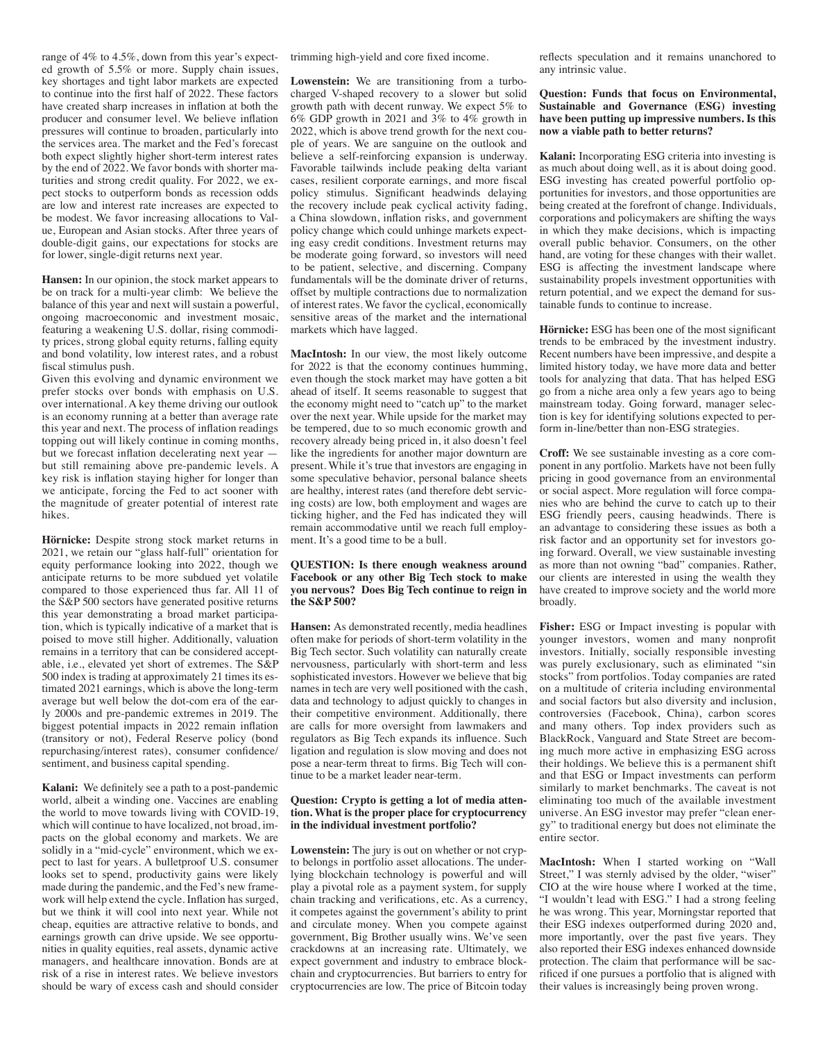range of 4% to 4.5%, down from this year's expected growth of 5.5% or more. Supply chain issues, key shortages and tight labor markets are expected to continue into the first half of 2022. These factors have created sharp increases in inflation at both the producer and consumer level. We believe inflation pressures will continue to broaden, particularly into the services area. The market and the Fed's forecast both expect slightly higher short-term interest rates by the end of 2022. We favor bonds with shorter maturities and strong credit quality. For 2022, we expect stocks to outperform bonds as recession odds are low and interest rate increases are expected to be modest. We favor increasing allocations to Value, European and Asian stocks. After three years of double-digit gains, our expectations for stocks are for lower, single-digit returns next year.

**Hansen:** In our opinion, the stock market appears to be on track for a multi-year climb: We believe the balance of this year and next will sustain a powerful, ongoing macroeconomic and investment mosaic, featuring a weakening U.S. dollar, rising commodity prices, strong global equity returns, falling equity and bond volatility, low interest rates, and a robust fiscal stimulus push.

Given this evolving and dynamic environment we prefer stocks over bonds with emphasis on U.S. over international. A key theme driving our outlook is an economy running at a better than average rate this year and next. The process of inflation readings topping out will likely continue in coming months, but we forecast inflation decelerating next year — but still remaining above pre-pandemic levels. A key risk is inflation staying higher for longer than we anticipate, forcing the Fed to act sooner with the magnitude of greater potential of interest rate hikes.

**Hörnicke:** Despite strong stock market returns in 2021, we retain our "glass half-full" orientation for equity performance looking into 2022, though we anticipate returns to be more subdued yet volatile compared to those experienced thus far. All 11 of the S&P 500 sectors have generated positive returns this year demonstrating a broad market participation, which is typically indicative of a market that is poised to move still higher. Additionally, valuation remains in a territory that can be considered acceptable, i.e., elevated yet short of extremes. The S&P 500 index is trading at approximately 21 times its estimated 2021 earnings, which is above the long-term average but well below the dot-com era of the early 2000s and pre-pandemic extremes in 2019. The biggest potential impacts in 2022 remain inflation (transitory or not), Federal Reserve policy (bond repurchasing/interest rates), consumer confidence/sentiment, and business capital spending.

**Kalani:** We definitely see a path to a post-pandemic world, albeit a winding one. Vaccines are enabling the world to move towards living with COVID-19, which will continue to have localized, not broad, impacts on the global economy and markets. We are solidly in a "mid-cycle" environment, which we expect to last for years. A bulletproof U.S. consumer looks set to spend, productivity gains were likely made during the pandemic, and the Fed's new framework will help extend the cycle. Inflation has surged, but we think it will cool into next year. While not cheap, equities are attractive relative to bonds, and earnings growth can drive upside. We see opportunities in quality equities, real assets, dynamic active managers, and healthcare innovation. Bonds are at risk of a rise in interest rates. We believe investors should be wary of excess cash and should consider trimming high-yield and core fixed income.

**Lowenstein:** We are transitioning from a turbo-charged V-shaped recovery to a slower but solid growth path with decent runway. We expect 5% to 6% GDP growth in 2021 and 3% to 4% growth in 2022, which is above trend growth for the next couple of years. We are sanguine on the outlook and believe a self-reinforcing expansion is underway. Favorable tailwinds include peaking delta variant cases, resilient corporate earnings, and more fiscal policy stimulus. Significant headwinds delaying the recovery include peak cyclical activity fading, a China slowdown, inflation risks, and government policy change which could unhinge markets expecting easy credit conditions. Investment returns may be moderate going forward, so investors will need to be patient, selective, and discerning. Company fundamentals will be the dominate driver of returns, offset by multiple contractions due to normalization of interest rates. We favor the cyclical, economically sensitive areas of the market and the international markets which have lagged.

**MacIntosh:** In our view, the most likely outcome for 2022 is that the economy continues humming, even though the stock market may have gotten a bit ahead of itself. It seems reasonable to suggest that the economy might need to "catch up" to the market over the next year. While upside for the market may be tempered, due to so much economic growth and recovery already being priced in, it also doesn't feel like the ingredients for another major downturn are present. While it's true that investors are engaging in some speculative behavior, personal balance sheets are healthy, interest rates (and therefore debt servicing costs) are low, both employment and wages are ticking higher, and the Fed has indicated they will remain accommodative until we reach full employment. It's a good time to be a bull.

**QUESTION: Is there enough weakness around Facebook or any other Big Tech stock to make you nervous? Does Big Tech continue to reign in the S&P 500?**

**Hansen:** As demonstrated recently, media headlines often make for periods of short-term volatility in the Big Tech sector. Such volatility can naturally create nervousness, particularly with short-term and less sophisticated investors. However we believe that big names in tech are very well positioned with the cash, data and technology to adjust quickly to changes in their competitive environment. Additionally, there are calls for more oversight from lawmakers and regulators as Big Tech expands its influence. Such ligation and regulation is slow moving and does not pose a near-term threat to firms. Big Tech will continue to be a market leader near-term.

**Question: Crypto is getting a lot of media attention. What is the proper place for cryptocurrency in the individual investment portfolio?**

**Lowenstein:** The jury is out on whether or not crypto belongs in portfolio asset allocations. The underlying blockchain technology is powerful and will play a pivotal role as a payment system, for supply chain tracking and verifications, etc. As a currency, it competes against the government's ability to print and circulate money. When you compete against government, Big Brother usually wins. We've seen crackdowns at an increasing rate. Ultimately, we expect government and industry to embrace blockchain and cryptocurrencies. But barriers to entry for cryptocurrencies are low. The price of Bitcoin today reflects speculation and it remains unanchored to any intrinsic value.

**Question: Funds that focus on Environmental, Sustainable and Governance (ESG) investing have been putting up impressive numbers. Is this now a viable path to better returns?**

**Kalani:** Incorporating ESG criteria into investing is as much about doing well, as it is about doing good. ESG investing has created powerful portfolio opportunities for investors, and those opportunities are being created at the forefront of change. Individuals, corporations and policymakers are shifting the ways in which they make decisions, which is impacting overall public behavior. Consumers, on the other hand, are voting for these changes with their wallet. ESG is affecting the investment landscape where sustainability propels investment opportunities with return potential, and we expect the demand for sustainable funds to continue to increase.

**Hörnicke:** ESG has been one of the most significant trends to be embraced by the investment industry. Recent numbers have been impressive, and despite a limited history today, we have more data and better tools for analyzing that data. That has helped ESG go from a niche area only a few years ago to being mainstream today. Going forward, manager selection is key for identifying solutions expected to perform in-line/better than non-ESG strategies.

**Croff:** We see sustainable investing as a core component in any portfolio. Markets have not been fully pricing in good governance from an environmental or social aspect. More regulation will force companies who are behind the curve to catch up to their ESG friendly peers, causing headwinds. There is an advantage to considering these issues as both a risk factor and an opportunity set for investors going forward. Overall, we view sustainable investing as more than not owning "bad" companies. Rather, our clients are interested in using the wealth they have created to improve society and the world more broadly.

**Fisher:** ESG or Impact investing is popular with younger investors, women and many nonprofit investors. Initially, socially responsible investing was purely exclusionary, such as eliminated "sin stocks" from portfolios. Today companies are rated on a multitude of criteria including environmental and social factors but also diversity and inclusion, controversies (Facebook, China), carbon scores and many others. Top index providers such as BlackRock, Vanguard and State Street are becoming much more active in emphasizing ESG across their holdings. We believe this is a permanent shift and that ESG or Impact investments can perform similarly to market benchmarks. The caveat is not eliminating too much of the available investment universe. An ESG investor may prefer "clean energy" to traditional energy but does not eliminate the entire sector.

**MacIntosh:** When I started working on "Wall Street," I was sternly advised by the older, "wiser" CIO at the wire house where I worked at the time, "I wouldn't lead with ESG." I had a strong feeling he was wrong. This year, Morningstar reported that their ESG indexes outperformed during 2020 and, more importantly, over the past five years. They also reported their ESG indexes enhanced downside protection. The claim that performance will be sacrificed if one pursues a portfolio that is aligned with their values is increasingly being proven wrong.